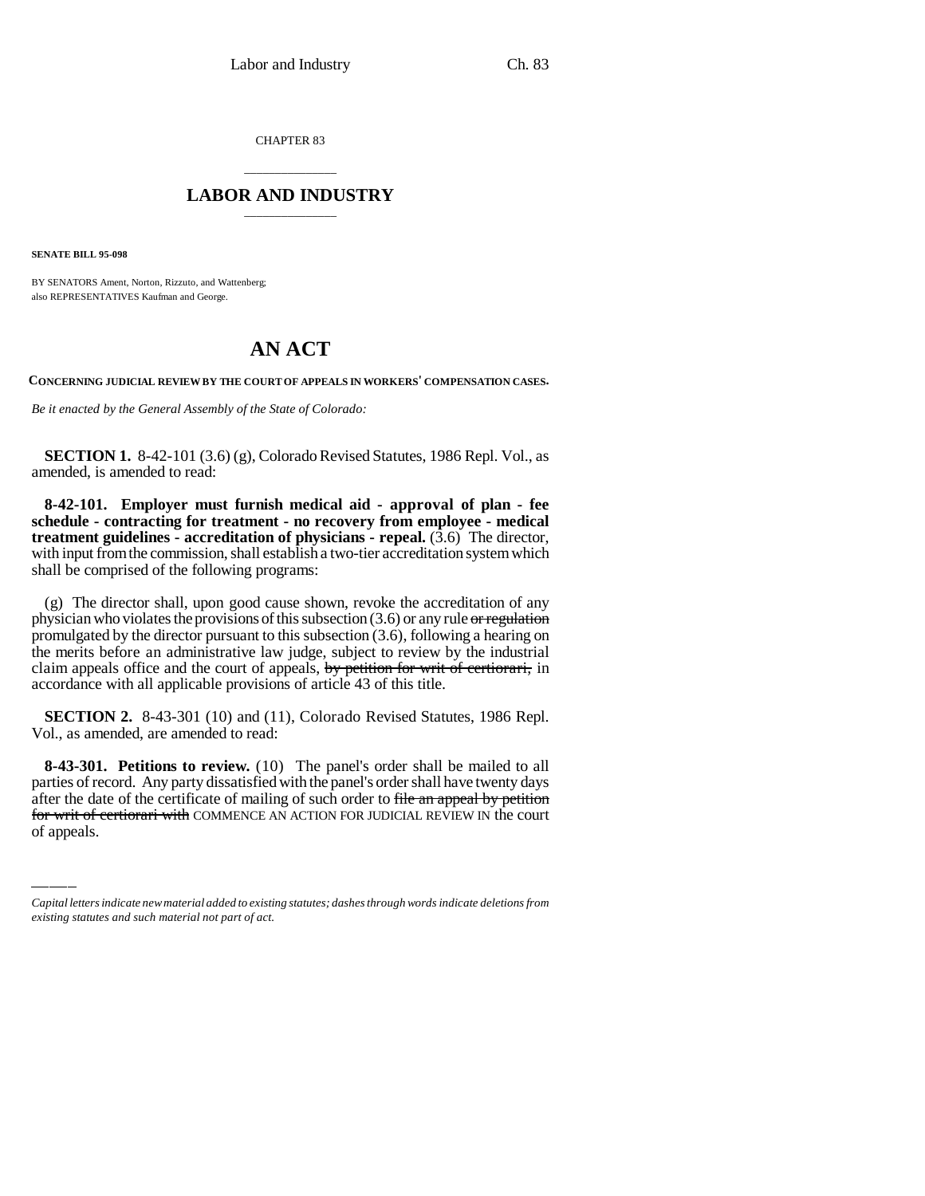CHAPTER 83

## LABOR AND INDUSTRY

**SENATE BILL 95-098**

BY SENATORS Ament, Norton, Rizzuto, and Wattenberg;
also REPRESENTATIVES Kaufman and George.

# AN ACT

**CONCERNING JUDICIAL REVIEW BY THE COURT OF APPEALS IN WORKERS' COMPENSATION CASES.**

*Be it enacted by the General Assembly of the State of Colorado:*

**SECTION 1.** 8-42-101 (3.6) (g), Colorado Revised Statutes, 1986 Repl. Vol., as amended, is amended to read:

**8-42-101. Employer must furnish medical aid - approval of plan - fee schedule - contracting for treatment - no recovery from employee - medical treatment guidelines - accreditation of physicians - repeal.** (3.6) The director, with input from the commission, shall establish a two-tier accreditation system which shall be comprised of the following programs:

(g) The director shall, upon good cause shown, revoke the accreditation of any physician who violates the provisions of this subsection (3.6) or any rule ~~or regulation~~ promulgated by the director pursuant to this subsection (3.6), following a hearing on the merits before an administrative law judge, subject to review by the industrial claim appeals office and the court of appeals, ~~by petition for writ of certiorari,~~ in accordance with all applicable provisions of article 43 of this title.

**SECTION 2.** 8-43-301 (10) and (11), Colorado Revised Statutes, 1986 Repl. Vol., as amended, are amended to read:

**8-43-301. Petitions to review.** (10) The panel's order shall be mailed to all parties of record. Any party dissatisfied with the panel's order shall have twenty days after the date of the certificate of mailing of such order to ~~file an appeal by petition for writ of certiorari with~~ COMMENCE AN ACTION FOR JUDICIAL REVIEW IN the court of appeals.

*Capital letters indicate new material added to existing statutes; dashes through words indicate deletions from existing statutes and such material not part of act.*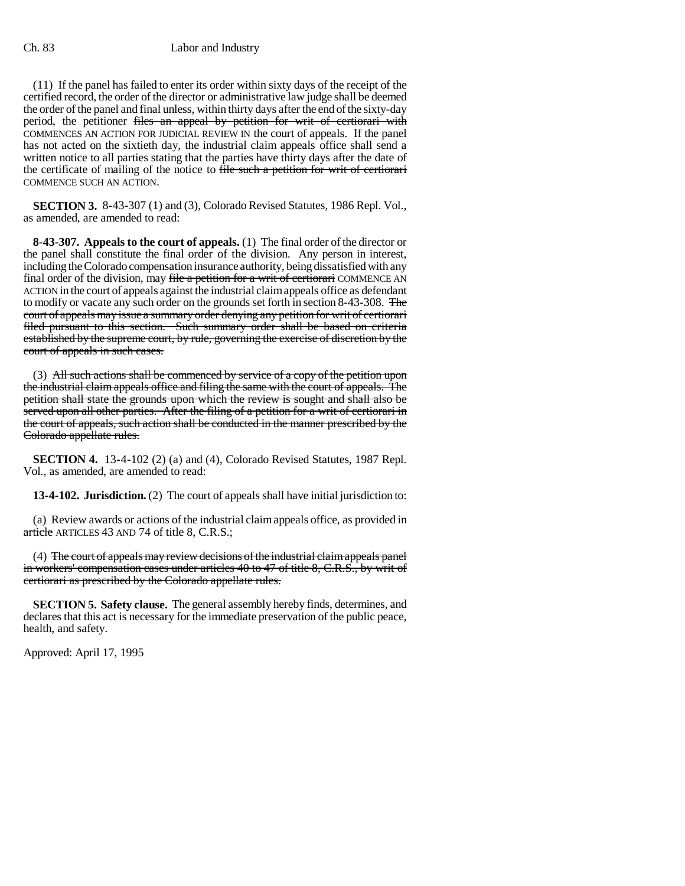(11) If the panel has failed to enter its order within sixty days of the receipt of the certified record, the order of the director or administrative law judge shall be deemed the order of the panel and final unless, within thirty days after the end of the sixty-day period, the petitioner ~~files an appeal by petition for writ of certiorari with~~ COMMENCES AN ACTION FOR JUDICIAL REVIEW IN the court of appeals. If the panel has not acted on the sixtieth day, the industrial claim appeals office shall send a written notice to all parties stating that the parties have thirty days after the date of the certificate of mailing of the notice to ~~file such a petition for writ of certiorari~~ COMMENCE SUCH AN ACTION.

**SECTION 3.** 8-43-307 (1) and (3), Colorado Revised Statutes, 1986 Repl. Vol., as amended, are amended to read:

**8-43-307. Appeals to the court of appeals.** (1) The final order of the director or the panel shall constitute the final order of the division. Any person in interest, including the Colorado compensation insurance authority, being dissatisfied with any final order of the division, may ~~file a petition for a writ of certiorari~~ COMMENCE AN ACTION in the court of appeals against the industrial claim appeals office as defendant to modify or vacate any such order on the grounds set forth in section 8-43-308. ~~The court of appeals may issue a summary order denying any petition for writ of certiorari filed pursuant to this section. Such summary order shall be based on criteria established by the supreme court, by rule, governing the exercise of discretion by the court of appeals in such cases.~~

(3) ~~All such actions shall be commenced by service of a copy of the petition upon the industrial claim appeals office and filing the same with the court of appeals. The petition shall state the grounds upon which the review is sought and shall also be served upon all other parties. After the filing of a petition for a writ of certiorari in the court of appeals, such action shall be conducted in the manner prescribed by the Colorado appellate rules.~~

**SECTION 4.** 13-4-102 (2) (a) and (4), Colorado Revised Statutes, 1987 Repl. Vol., as amended, are amended to read:

**13-4-102. Jurisdiction.** (2) The court of appeals shall have initial jurisdiction to:

(a) Review awards or actions of the industrial claim appeals office, as provided in ~~article~~ ARTICLES 43 AND 74 of title 8, C.R.S.;

(4) ~~The court of appeals may review decisions of the industrial claim appeals panel in workers' compensation cases under articles 40 to 47 of title 8, C.R.S., by writ of certiorari as prescribed by the Colorado appellate rules.~~

**SECTION 5. Safety clause.** The general assembly hereby finds, determines, and declares that this act is necessary for the immediate preservation of the public peace, health, and safety.

Approved: April 17, 1995